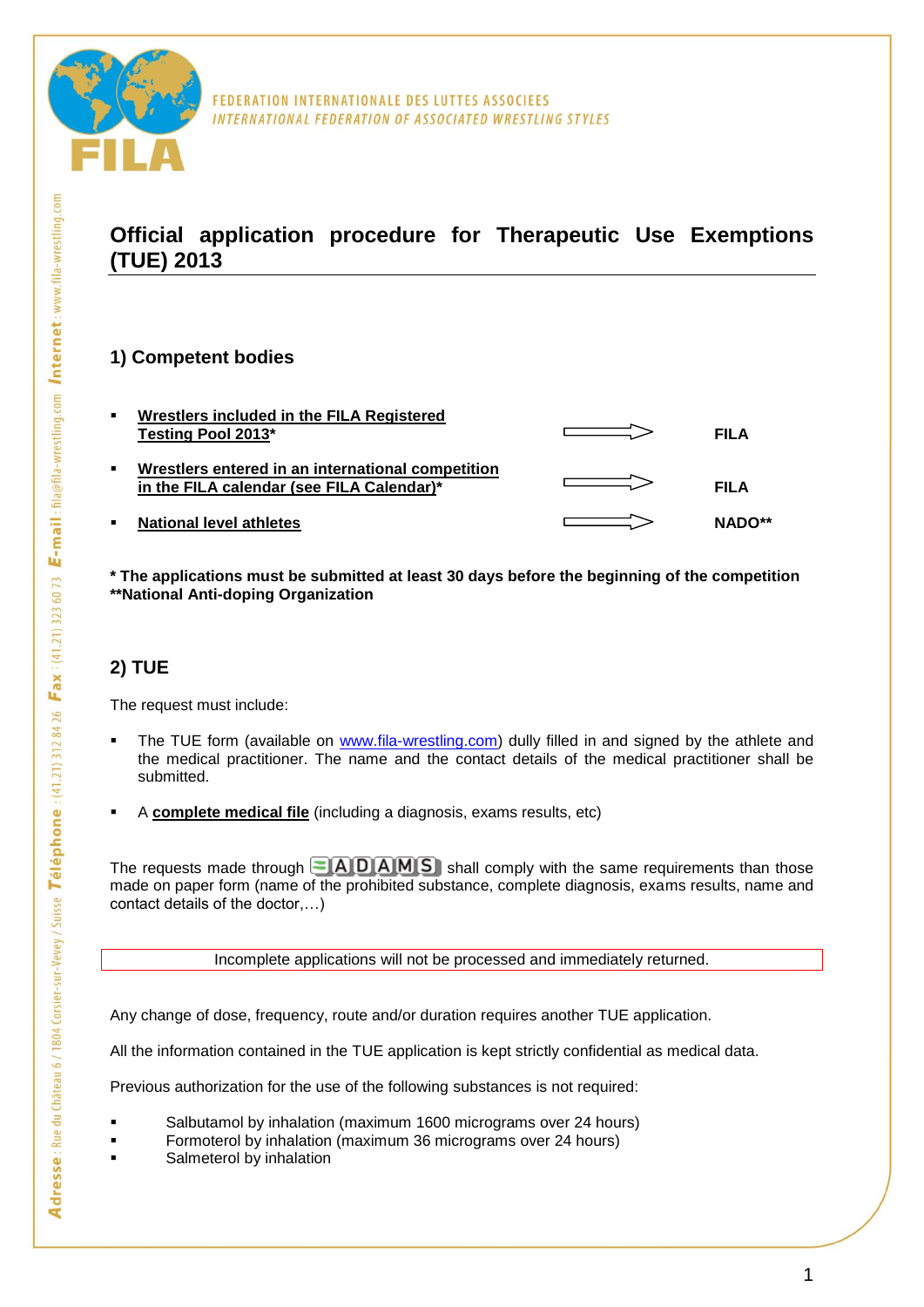FEDERATION INTERNATIONALE DES LUTTES ASSOCIEES
*INTERNATIONAL FEDERATION OF ASSOCIATED WRESTLING STYLES*

# Official application procedure for Therapeutic Use Exemptions (TUE) 2013

## 1) Competent bodies

| | | |
|---|---|---|
| ▪ **Wrestlers included in the FILA Registered Testing Pool 2013*** | ⇒ | **FILA** |
| ▪ **Wrestlers entered in an international competition in the FILA calendar (see FILA Calendar)*** | ⇒ | **FILA** |
| ▪ **National level athletes** | ⇒ | **NADO**** |

**\* The applications must be submitted at least 30 days before the beginning of the competition**
**\*\*National Anti-doping Organization**

## 2) TUE

The request must include:

- The TUE form (available on www.fila-wrestling.com) dully filled in and signed by the athlete and the medical practitioner. The name and the contact details of the medical practitioner shall be submitted.
- A **complete medical file** (including a diagnosis, exams results, etc)

The requests made through ADAMS shall comply with the same requirements than those made on paper form (name of the prohibited substance, complete diagnosis, exams results, name and contact details of the doctor,…)

Incomplete applications will not be processed and immediately returned.

Any change of dose, frequency, route and/or duration requires another TUE application.

All the information contained in the TUE application is kept strictly confidential as medical data.

Previous authorization for the use of the following substances is not required:

- Salbutamol by inhalation (maximum 1600 micrograms over 24 hours)
- Formoterol by inhalation (maximum 36 micrograms over 24 hours)
- Salmeterol by inhalation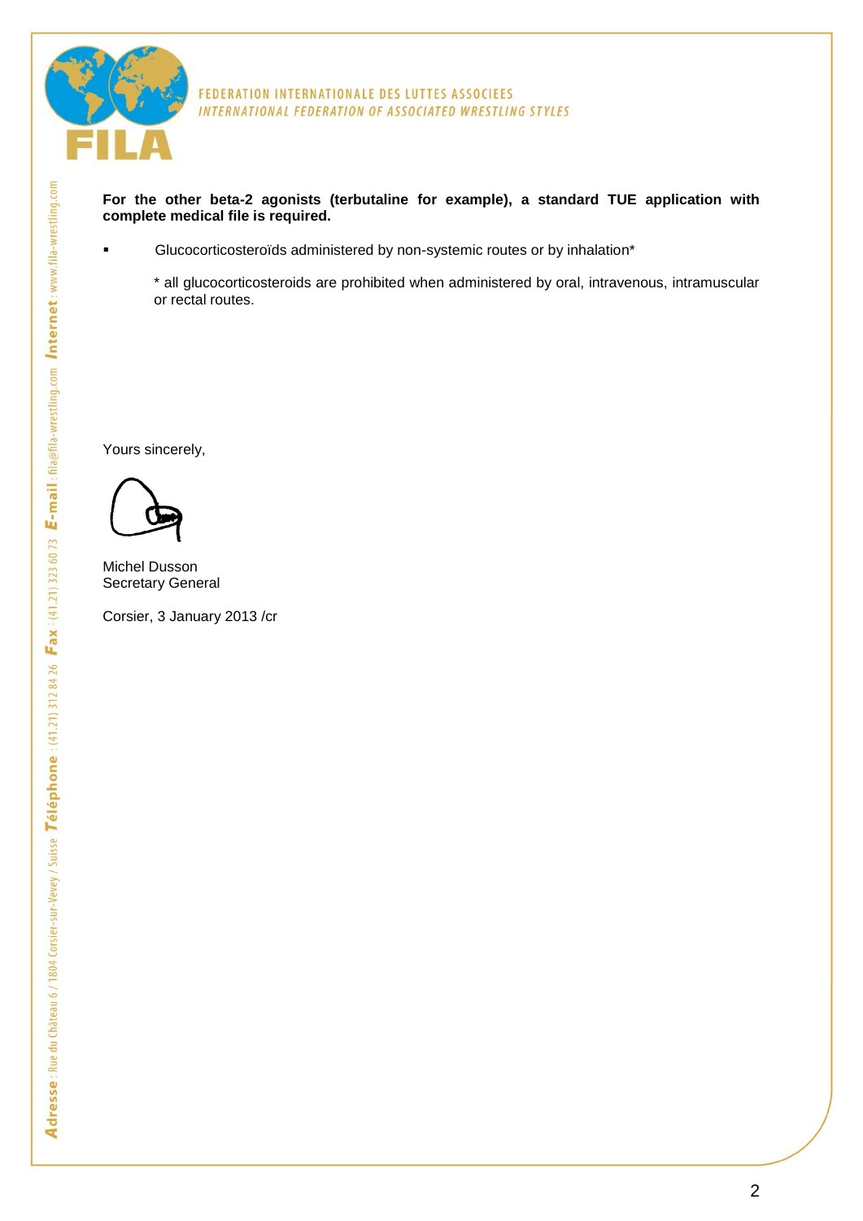**For the other beta-2 agonists (terbutaline for example), a standard TUE application with complete medical file is required.**

- Glucocorticosteroïds administered by non-systemic routes or by inhalation*

  * all glucocorticosteroids are prohibited when administered by oral, intravenous, intramuscular or rectal routes.

Yours sincerely,

Michel Dusson
Secretary General

Corsier, 3 January 2013 /cr